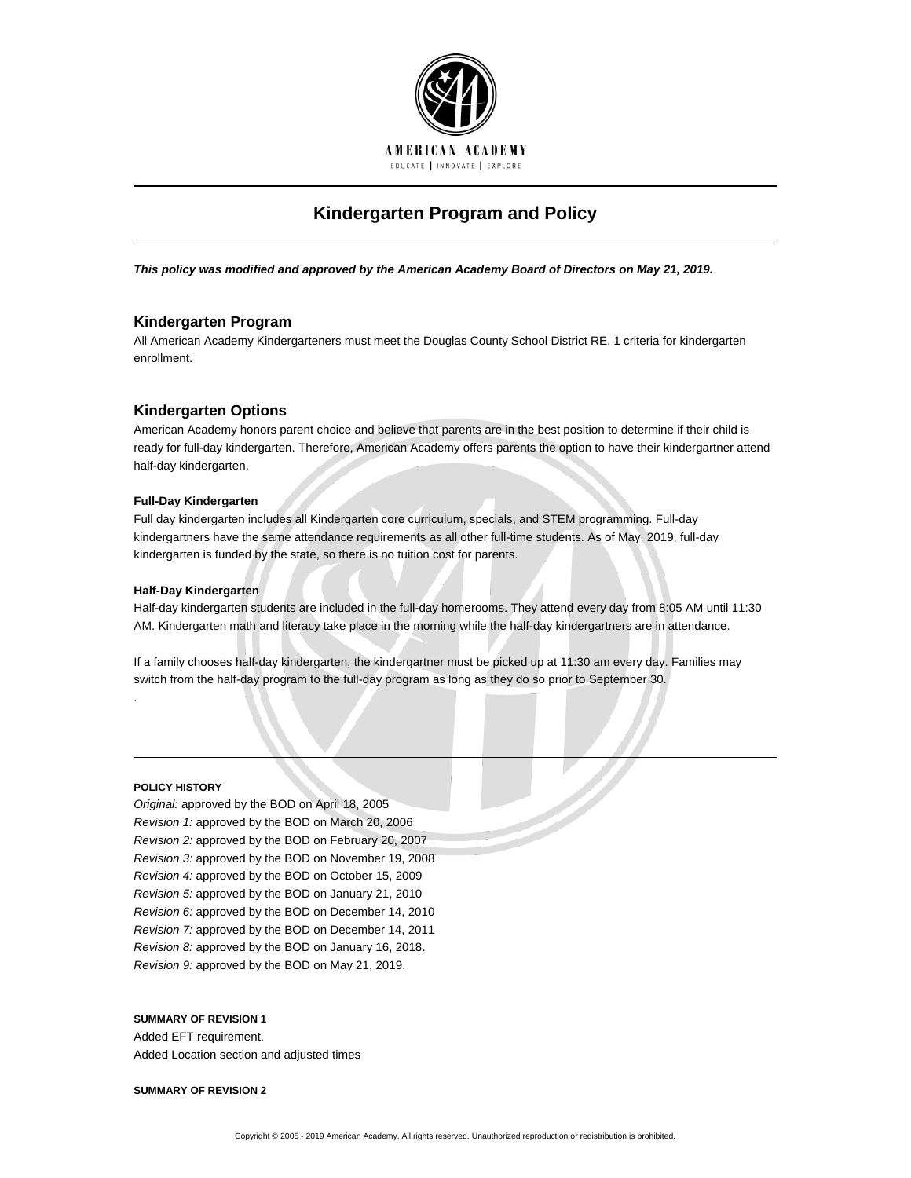AMERICAN ACADEMY

EDUCATE | INNOVATE | EXPLORE

# Kindergarten Program and Policy

***This policy was modified and approved by the American Academy Board of Directors on May 21, 2019.***

## Kindergarten Program

All American Academy Kindergarteners must meet the Douglas County School District RE. 1 criteria for kindergarten enrollment.

## Kindergarten Options

American Academy honors parent choice and believe that parents are in the best position to determine if their child is ready for full-day kindergarten. Therefore, American Academy offers parents the option to have their kindergartner attend half-day kindergarten.

**Full-Day Kindergarten**

Full day kindergarten includes all Kindergarten core curriculum, specials, and STEM programming. Full-day kindergartners have the same attendance requirements as all other full-time students. As of May, 2019, full-day kindergarten is funded by the state, so there is no tuition cost for parents.

**Half-Day Kindergarten**

Half-day kindergarten students are included in the full-day homerooms. They attend every day from 8:05 AM until 11:30 AM. Kindergarten math and literacy take place in the morning while the half-day kindergartners are in attendance.

If a family chooses half-day kindergarten, the kindergartner must be picked up at 11:30 am every day. Families may switch from the half-day program to the full-day program as long as they do so prior to September 30.

.

---

**POLICY HISTORY**

*Original:* approved by the BOD on April 18, 2005
*Revision 1:* approved by the BOD on March 20, 2006
*Revision 2:* approved by the BOD on February 20, 2007
*Revision 3:* approved by the BOD on November 19, 2008
*Revision 4:* approved by the BOD on October 15, 2009
*Revision 5:* approved by the BOD on January 21, 2010
*Revision 6:* approved by the BOD on December 14, 2010
*Revision 7:* approved by the BOD on December 14, 2011
*Revision 8:* approved by the BOD on January 16, 2018.
*Revision 9:* approved by the BOD on May 21, 2019.

**SUMMARY OF REVISION 1**

Added EFT requirement.
Added Location section and adjusted times

**SUMMARY OF REVISION 2**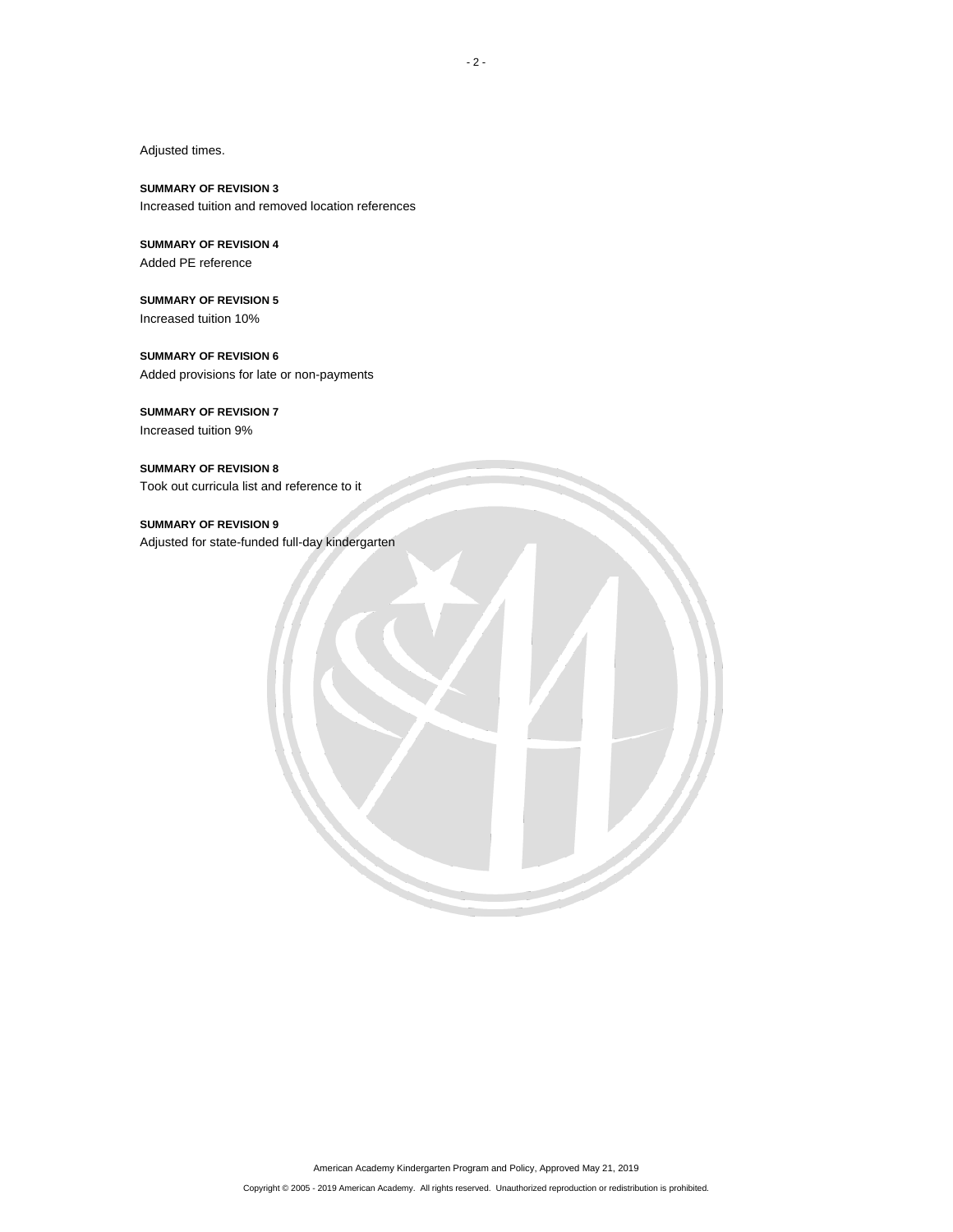Adjusted times.

**SUMMARY OF REVISION 3**
Increased tuition and removed location references

**SUMMARY OF REVISION 4**
Added PE reference

**SUMMARY OF REVISION 5**
Increased tuition 10%

**SUMMARY OF REVISION 6**
Added provisions for late or non-payments

**SUMMARY OF REVISION 7**
Increased tuition 9%

**SUMMARY OF REVISION 8**
Took out curricula list and reference to it

**SUMMARY OF REVISION 9**
Adjusted for state-funded full-day kindergarten